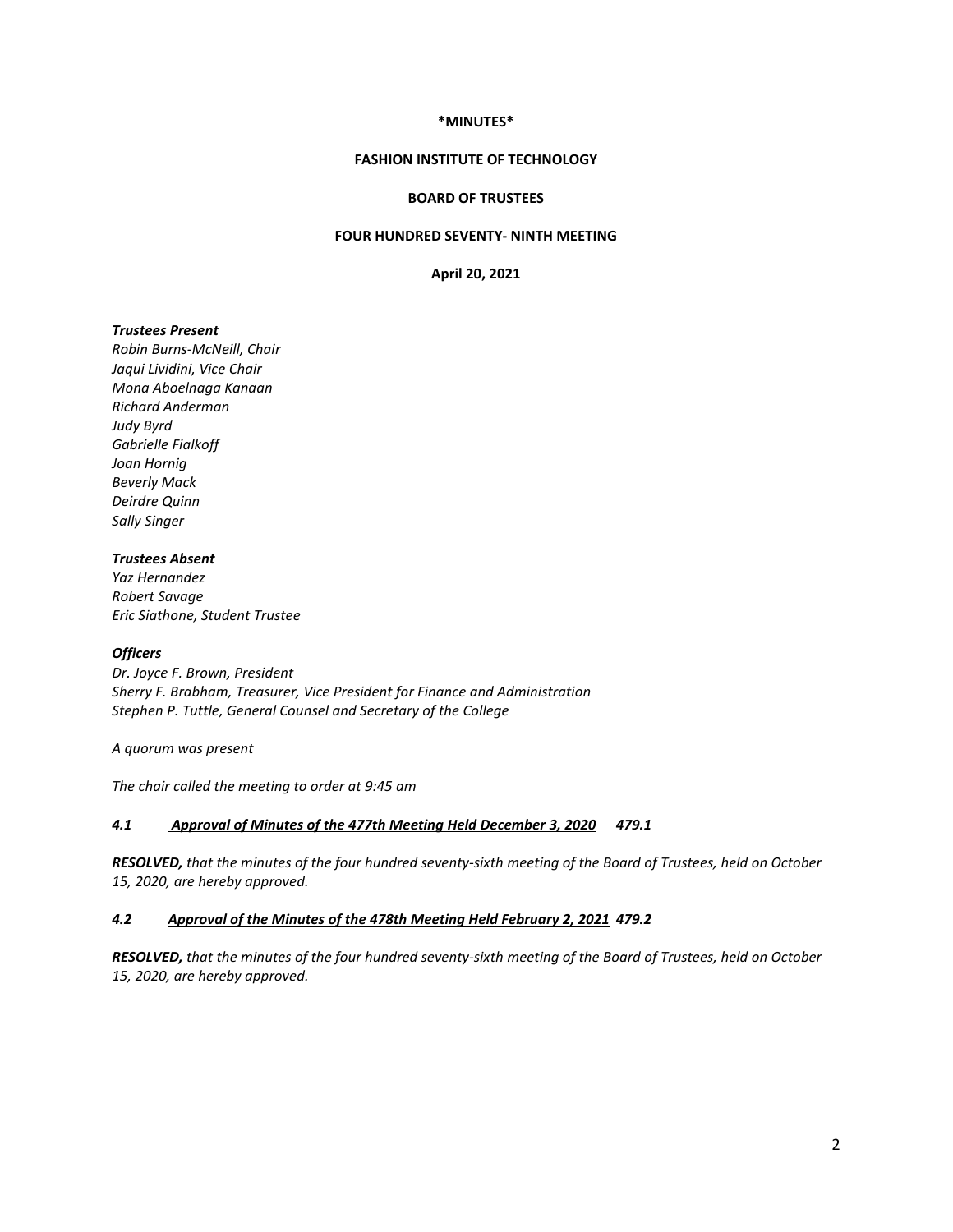**\*MINUTES\***

**FASHION INSTITUTE OF TECHNOLOGY**

**BOARD OF TRUSTEES**

**FOUR HUNDRED SEVENTY- NINTH MEETING**

**April 20, 2021**

***Trustees Present***
*Robin Burns-McNeill, Chair*
*Jaqui Lividini, Vice Chair*
*Mona Aboelnaga Kanaan*
*Richard Anderman*
*Judy Byrd*
*Gabrielle Fialkoff*
*Joan Hornig*
*Beverly Mack*
*Deirdre Quinn*
*Sally Singer*

***Trustees Absent***
*Yaz Hernandez*
*Robert Savage*
*Eric Siathone, Student Trustee*

***Officers***
*Dr. Joyce F. Brown, President*
*Sherry F. Brabham, Treasurer, Vice President for Finance and Administration*
*Stephen P. Tuttle, General Counsel and Secretary of the College*

*A quorum was present*

*The chair called the meeting to order at 9:45 am*

***4.1 Approval of Minutes of the 477th Meeting Held December 3, 2020 479.1***

***RESOLVED,*** *that the minutes of the four hundred seventy-sixth meeting of the Board of Trustees, held on October 15, 2020, are hereby approved.*

***4.2 Approval of the Minutes of the 478th Meeting Held February 2, 2021 479.2***

***RESOLVED,*** *that the minutes of the four hundred seventy-sixth meeting of the Board of Trustees, held on October 15, 2020, are hereby approved.*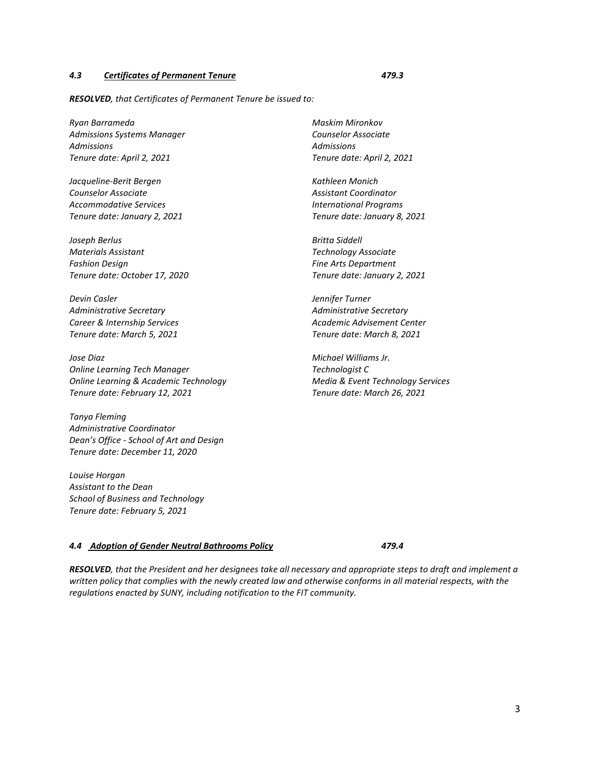### *4.3 Certificates of Permanent Tenure 479.3*

***RESOLVED**, that Certificates of Permanent Tenure be issued to:*

*Ryan Barrameda*
*Admissions Systems Manager*
*Admissions*
*Tenure date: April 2, 2021*

*Jacqueline-Berit Bergen*
*Counselor Associate*
*Accommodative Services*
*Tenure date: January 2, 2021*

*Joseph Berlus*
*Materials Assistant*
*Fashion Design*
*Tenure date: October 17, 2020*

*Devin Casler*
*Administrative Secretary*
*Career & Internship Services*
*Tenure date: March 5, 2021*

*Jose Diaz*
*Online Learning Tech Manager*
*Online Learning & Academic Technology*
*Tenure date: February 12, 2021*

*Tanya Fleming*
*Administrative Coordinator*
*Dean's Office - School of Art and Design*
*Tenure date: December 11, 2020*

*Louise Horgan*
*Assistant to the Dean*
*School of Business and Technology*
*Tenure date: February 5, 2021*

*Maskim Mironkov*
*Counselor Associate*
*Admissions*
*Tenure date: April 2, 2021*

*Kathleen Monich*
*Assistant Coordinator*
*International Programs*
*Tenure date: January 8, 2021*

*Britta Siddell*
*Technology Associate*
*Fine Arts Department*
*Tenure date: January 2, 2021*

*Jennifer Turner*
*Administrative Secretary*
*Academic Advisement Center*
*Tenure date: March 8, 2021*

*Michael Williams Jr.*
*Technologist C*
*Media & Event Technology Services*
*Tenure date: March 26, 2021*

### *4.4 Adoption of Gender Neutral Bathrooms Policy 479.4*

***RESOLVED**, that the President and her designees take all necessary and appropriate steps to draft and implement a written policy that complies with the newly created law and otherwise conforms in all material respects, with the regulations enacted by SUNY, including notification to the FIT community.*